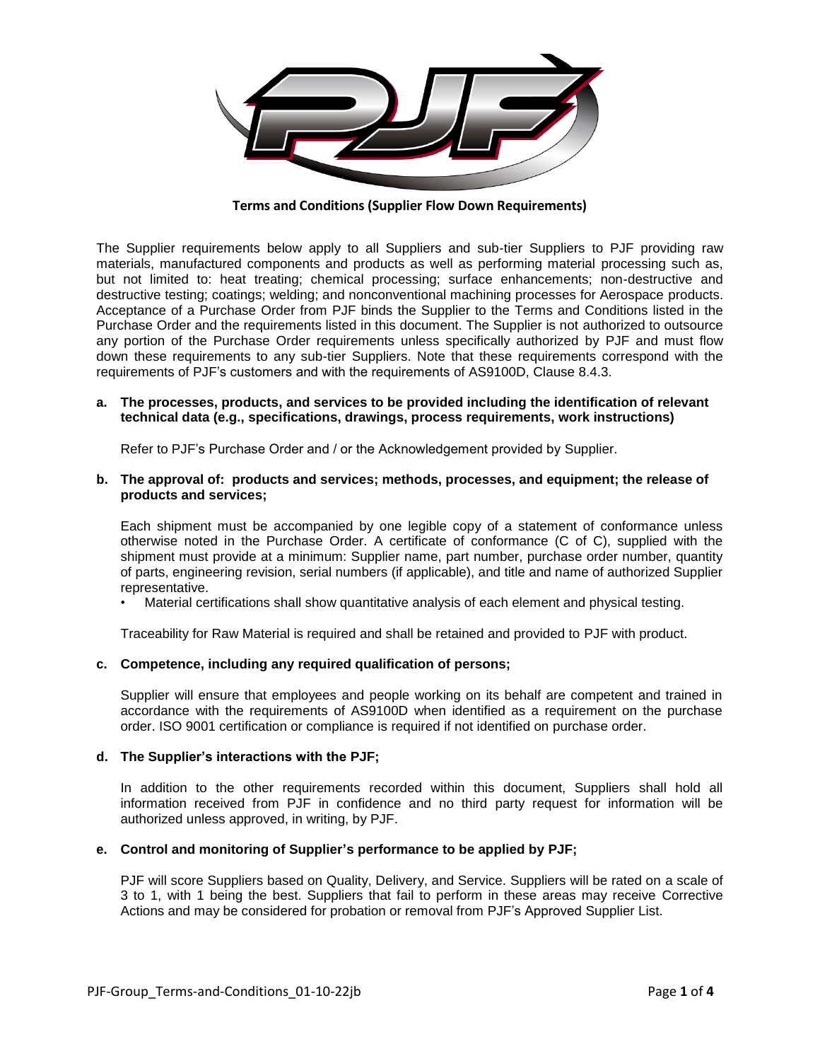**Terms and Conditions (Supplier Flow Down Requirements)**

The Supplier requirements below apply to all Suppliers and sub-tier Suppliers to PJF providing raw materials, manufactured components and products as well as performing material processing such as, but not limited to: heat treating; chemical processing; surface enhancements; non-destructive and destructive testing; coatings; welding; and nonconventional machining processes for Aerospace products. Acceptance of a Purchase Order from PJF binds the Supplier to the Terms and Conditions listed in the Purchase Order and the requirements listed in this document. The Supplier is not authorized to outsource any portion of the Purchase Order requirements unless specifically authorized by PJF and must flow down these requirements to any sub-tier Suppliers. Note that these requirements correspond with the requirements of PJF's customers and with the requirements of AS9100D, Clause 8.4.3.

**a. The processes, products, and services to be provided including the identification of relevant technical data (e.g., specifications, drawings, process requirements, work instructions)**

Refer to PJF's Purchase Order and / or the Acknowledgement provided by Supplier.

**b. The approval of: products and services; methods, processes, and equipment; the release of products and services;**

Each shipment must be accompanied by one legible copy of a statement of conformance unless otherwise noted in the Purchase Order. A certificate of conformance (C of C), supplied with the shipment must provide at a minimum: Supplier name, part number, purchase order number, quantity of parts, engineering revision, serial numbers (if applicable), and title and name of authorized Supplier representative.

- Material certifications shall show quantitative analysis of each element and physical testing.

Traceability for Raw Material is required and shall be retained and provided to PJF with product.

**c. Competence, including any required qualification of persons;**

Supplier will ensure that employees and people working on its behalf are competent and trained in accordance with the requirements of AS9100D when identified as a requirement on the purchase order. ISO 9001 certification or compliance is required if not identified on purchase order.

**d. The Supplier's interactions with the PJF;**

In addition to the other requirements recorded within this document, Suppliers shall hold all information received from PJF in confidence and no third party request for information will be authorized unless approved, in writing, by PJF.

**e. Control and monitoring of Supplier's performance to be applied by PJF;**

PJF will score Suppliers based on Quality, Delivery, and Service. Suppliers will be rated on a scale of 3 to 1, with 1 being the best. Suppliers that fail to perform in these areas may receive Corrective Actions and may be considered for probation or removal from PJF's Approved Supplier List.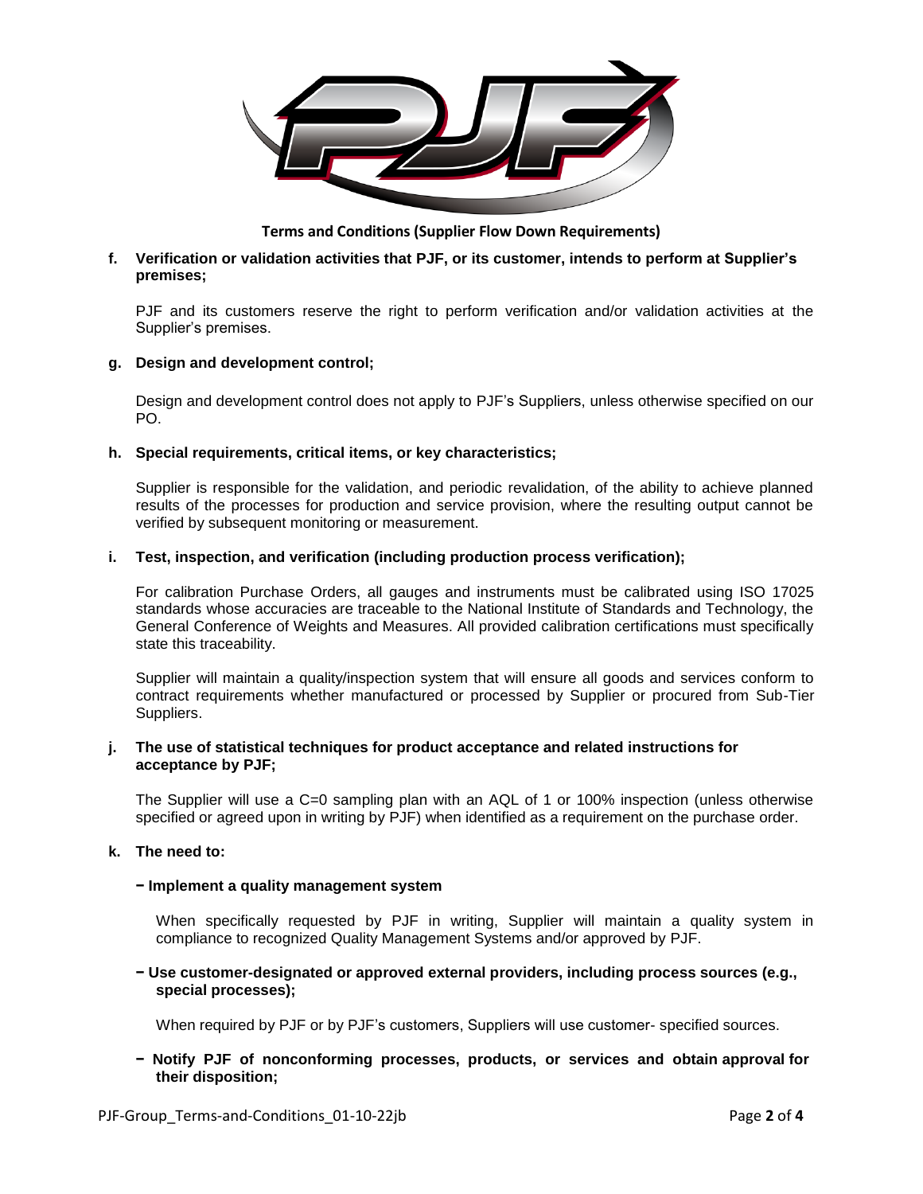**Terms and Conditions (Supplier Flow Down Requirements)**

**f. Verification or validation activities that PJF, or its customer, intends to perform at Supplier's premises;**

PJF and its customers reserve the right to perform verification and/or validation activities at the Supplier's premises.

**g. Design and development control;**

Design and development control does not apply to PJF's Suppliers, unless otherwise specified on our PO.

**h. Special requirements, critical items, or key characteristics;**

Supplier is responsible for the validation, and periodic revalidation, of the ability to achieve planned results of the processes for production and service provision, where the resulting output cannot be verified by subsequent monitoring or measurement.

**i. Test, inspection, and verification (including production process verification);**

For calibration Purchase Orders, all gauges and instruments must be calibrated using ISO 17025 standards whose accuracies are traceable to the National Institute of Standards and Technology, the General Conference of Weights and Measures. All provided calibration certifications must specifically state this traceability.

Supplier will maintain a quality/inspection system that will ensure all goods and services conform to contract requirements whether manufactured or processed by Supplier or procured from Sub-Tier Suppliers.

**j. The use of statistical techniques for product acceptance and related instructions for acceptance by PJF;**

The Supplier will use a C=0 sampling plan with an AQL of 1 or 100% inspection (unless otherwise specified or agreed upon in writing by PJF) when identified as a requirement on the purchase order.

**k. The need to:**

**− Implement a quality management system**

When specifically requested by PJF in writing, Supplier will maintain a quality system in compliance to recognized Quality Management Systems and/or approved by PJF.

**− Use customer-designated or approved external providers, including process sources (e.g., special processes);**

When required by PJF or by PJF's customers, Suppliers will use customer- specified sources.

**− Notify PJF of nonconforming processes, products, or services and obtain approval for their disposition;**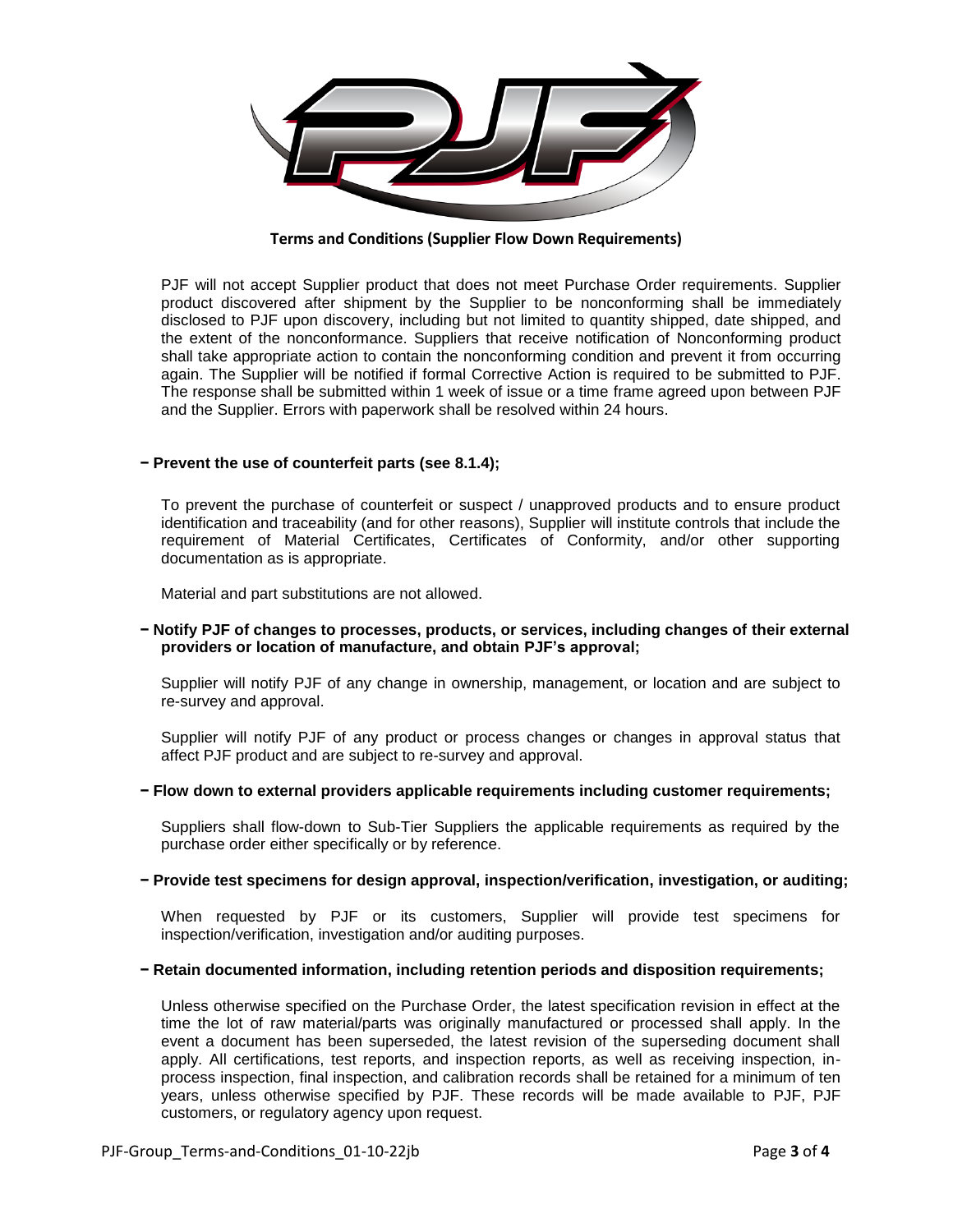**Terms and Conditions (Supplier Flow Down Requirements)**

PJF will not accept Supplier product that does not meet Purchase Order requirements. Supplier product discovered after shipment by the Supplier to be nonconforming shall be immediately disclosed to PJF upon discovery, including but not limited to quantity shipped, date shipped, and the extent of the nonconformance. Suppliers that receive notification of Nonconforming product shall take appropriate action to contain the nonconforming condition and prevent it from occurring again. The Supplier will be notified if formal Corrective Action is required to be submitted to PJF. The response shall be submitted within 1 week of issue or a time frame agreed upon between PJF and the Supplier. Errors with paperwork shall be resolved within 24 hours.

**− Prevent the use of counterfeit parts (see 8.1.4);**

To prevent the purchase of counterfeit or suspect / unapproved products and to ensure product identification and traceability (and for other reasons), Supplier will institute controls that include the requirement of Material Certificates, Certificates of Conformity, and/or other supporting documentation as is appropriate.

Material and part substitutions are not allowed.

**− Notify PJF of changes to processes, products, or services, including changes of their external providers or location of manufacture, and obtain PJF's approval;**

Supplier will notify PJF of any change in ownership, management, or location and are subject to re-survey and approval.

Supplier will notify PJF of any product or process changes or changes in approval status that affect PJF product and are subject to re-survey and approval.

**− Flow down to external providers applicable requirements including customer requirements;**

Suppliers shall flow-down to Sub-Tier Suppliers the applicable requirements as required by the purchase order either specifically or by reference.

**− Provide test specimens for design approval, inspection/verification, investigation, or auditing;**

When requested by PJF or its customers, Supplier will provide test specimens for inspection/verification, investigation and/or auditing purposes.

**− Retain documented information, including retention periods and disposition requirements;**

Unless otherwise specified on the Purchase Order, the latest specification revision in effect at the time the lot of raw material/parts was originally manufactured or processed shall apply. In the event a document has been superseded, the latest revision of the superseding document shall apply. All certifications, test reports, and inspection reports, as well as receiving inspection, in-process inspection, final inspection, and calibration records shall be retained for a minimum of ten years, unless otherwise specified by PJF. These records will be made available to PJF, PJF customers, or regulatory agency upon request.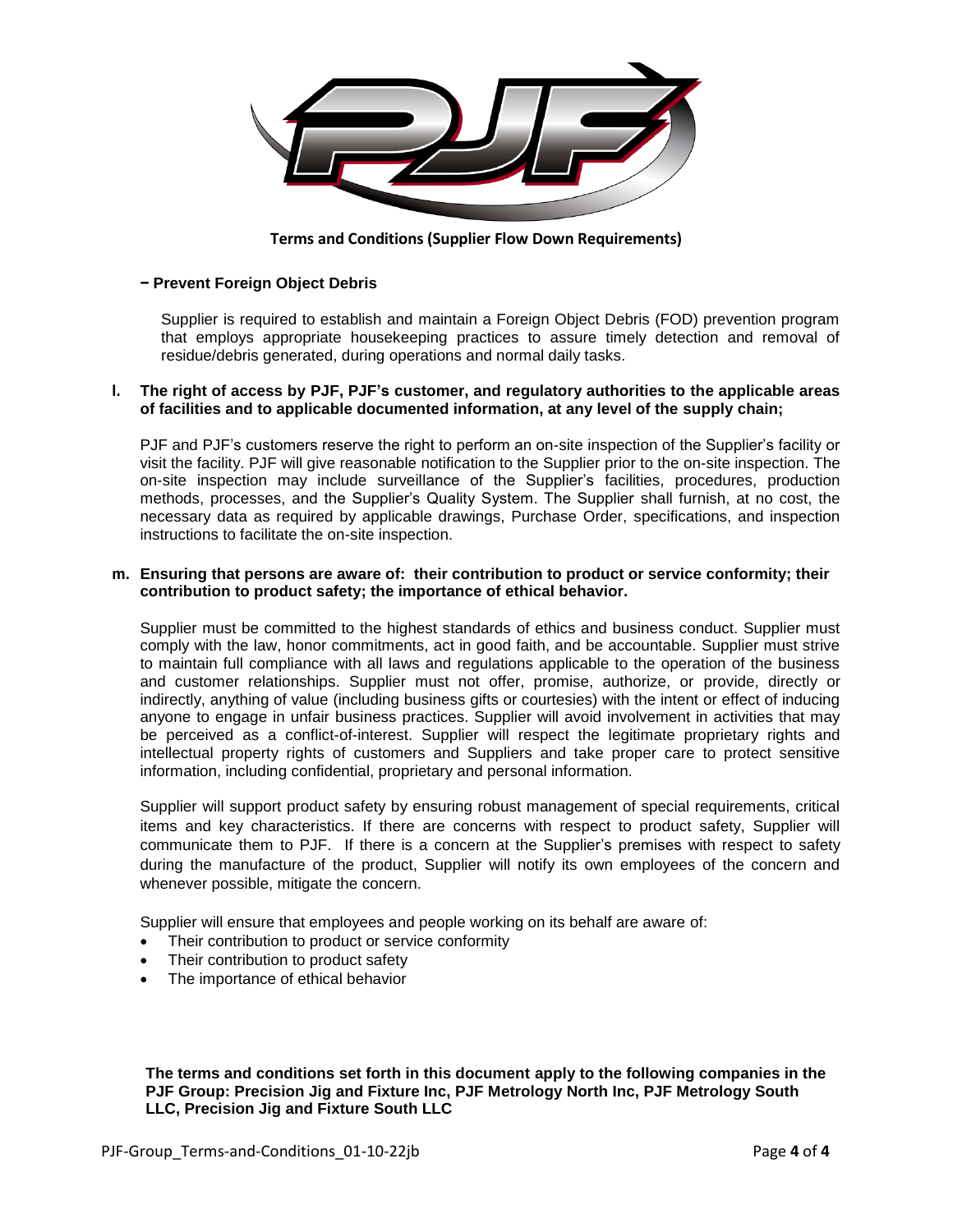**Terms and Conditions (Supplier Flow Down Requirements)**

**− Prevent Foreign Object Debris**

Supplier is required to establish and maintain a Foreign Object Debris (FOD) prevention program that employs appropriate housekeeping practices to assure timely detection and removal of residue/debris generated, during operations and normal daily tasks.

**l. The right of access by PJF, PJF's customer, and regulatory authorities to the applicable areas of facilities and to applicable documented information, at any level of the supply chain;**

PJF and PJF's customers reserve the right to perform an on-site inspection of the Supplier's facility or visit the facility. PJF will give reasonable notification to the Supplier prior to the on-site inspection. The on-site inspection may include surveillance of the Supplier's facilities, procedures, production methods, processes, and the Supplier's Quality System. The Supplier shall furnish, at no cost, the necessary data as required by applicable drawings, Purchase Order, specifications, and inspection instructions to facilitate the on-site inspection.

**m. Ensuring that persons are aware of: their contribution to product or service conformity; their contribution to product safety; the importance of ethical behavior.**

Supplier must be committed to the highest standards of ethics and business conduct. Supplier must comply with the law, honor commitments, act in good faith, and be accountable. Supplier must strive to maintain full compliance with all laws and regulations applicable to the operation of the business and customer relationships. Supplier must not offer, promise, authorize, or provide, directly or indirectly, anything of value (including business gifts or courtesies) with the intent or effect of inducing anyone to engage in unfair business practices. Supplier will avoid involvement in activities that may be perceived as a conflict-of-interest. Supplier will respect the legitimate proprietary rights and intellectual property rights of customers and Suppliers and take proper care to protect sensitive information, including confidential, proprietary and personal information.

Supplier will support product safety by ensuring robust management of special requirements, critical items and key characteristics. If there are concerns with respect to product safety, Supplier will communicate them to PJF. If there is a concern at the Supplier's premises with respect to safety during the manufacture of the product, Supplier will notify its own employees of the concern and whenever possible, mitigate the concern.

Supplier will ensure that employees and people working on its behalf are aware of:

- Their contribution to product or service conformity
- Their contribution to product safety
- The importance of ethical behavior

**The terms and conditions set forth in this document apply to the following companies in the PJF Group: Precision Jig and Fixture Inc, PJF Metrology North Inc, PJF Metrology South LLC, Precision Jig and Fixture South LLC**